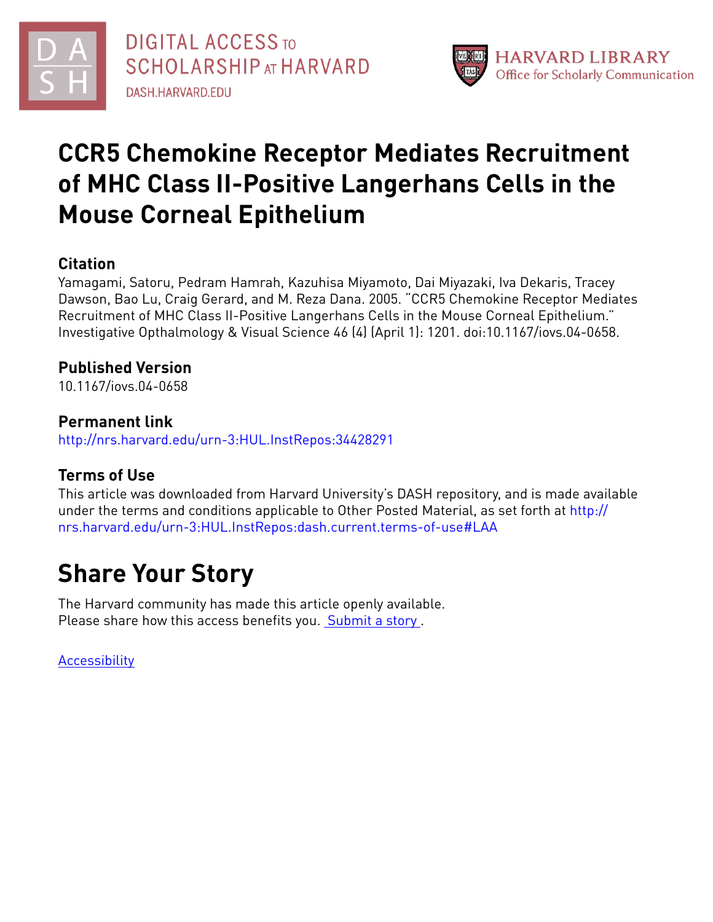# CCR5 Chemokine Receptor Mediates Recruitment of MHC Class II-Positive Langerhans Cells in the Mouse Corneal Epithelium

## Citation

Yamagami, Satoru, Pedram Hamrah, Kazuhisa Miyamoto, Dai Miyazaki, Iva Dekaris, Tracey Dawson, Bao Lu, Craig Gerard, and M. Reza Dana. 2005. "CCR5 Chemokine Receptor Mediates Recruitment of MHC Class II-Positive Langerhans Cells in the Mouse Corneal Epithelium." Investigative Opthalmology & Visual Science 46 (4) (April 1): 1201. doi:10.1167/iovs.04-0658.

## Published Version

10.1167/iovs.04-0658

## Permanent link

http://nrs.harvard.edu/urn-3:HUL.InstRepos:34428291

## Terms of Use

This article was downloaded from Harvard University's DASH repository, and is made available under the terms and conditions applicable to Other Posted Material, as set forth at http://nrs.harvard.edu/urn-3:HUL.InstRepos:dash.current.terms-of-use#LAA

# Share Your Story

The Harvard community has made this article openly available.
Please share how this access benefits you. Submit a story.

Accessibility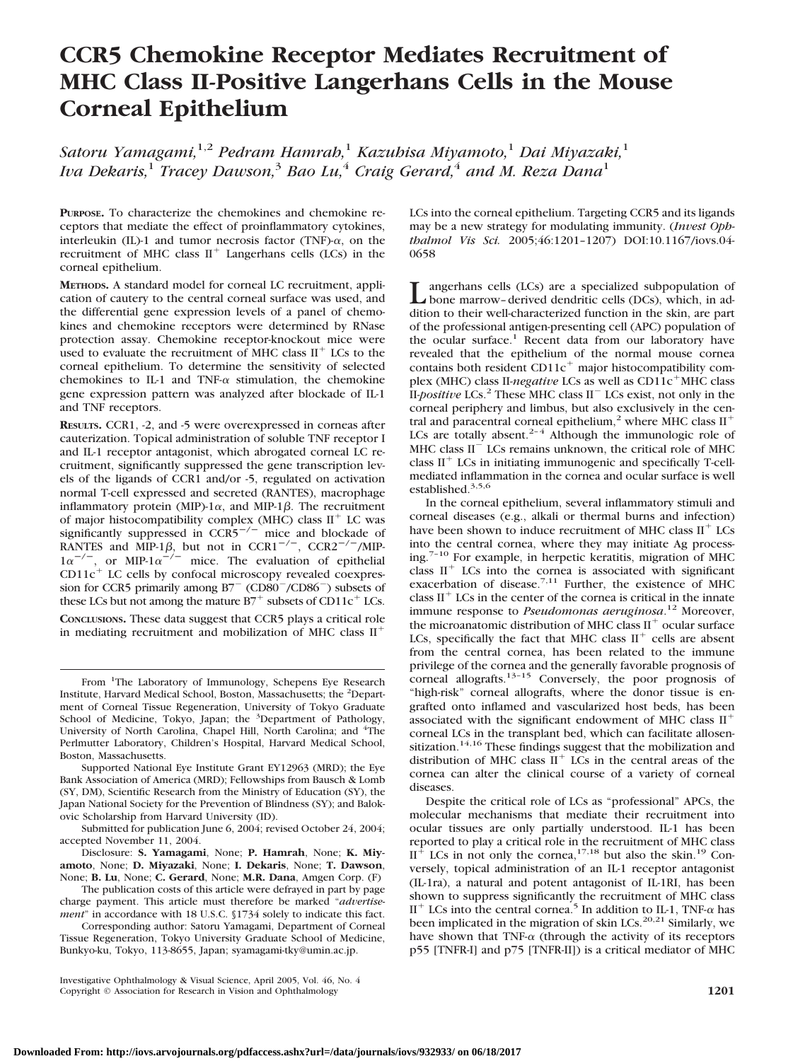# CCR5 Chemokine Receptor Mediates Recruitment of MHC Class II-Positive Langerhans Cells in the Mouse Corneal Epithelium

*Satoru Yamagami,*[1,2] *Pedram Hamrah,*[1] *Kazuhisa Miyamoto,*[1] *Dai Miyazaki,*[1] *Iva Dekaris,*[1] *Tracey Dawson,*[3] *Bao Lu,*[4] *Craig Gerard,*[4] *and M. Reza Dana*[1]

**PURPOSE.** To characterize the chemokines and chemokine receptors that mediate the effect of proinflammatory cytokines, interleukin (IL)-1 and tumor necrosis factor (TNF)-α, on the recruitment of MHC class II$^+$ Langerhans cells (LCs) in the corneal epithelium.

**METHODS.** A standard model for corneal LC recruitment, application of cautery to the central corneal surface was used, and the differential gene expression levels of a panel of chemokines and chemokine receptors were determined by RNase protection assay. Chemokine receptor-knockout mice were used to evaluate the recruitment of MHC class II$^+$ LCs to the corneal epithelium. To determine the sensitivity of selected chemokines to IL-1 and TNF-α stimulation, the chemokine gene expression pattern was analyzed after blockade of IL-1 and TNF receptors.

**RESULTS.** CCR1, -2, and -5 were overexpressed in corneas after cauterization. Topical administration of soluble TNF receptor I and IL-1 receptor antagonist, which abrogated corneal LC recruitment, significantly suppressed the gene transcription levels of the ligands of CCR1 and/or -5, regulated on activation normal T-cell expressed and secreted (RANTES), macrophage inflammatory protein (MIP)-1α, and MIP-1β. The recruitment of major histocompatibility complex (MHC) class II$^+$ LC was significantly suppressed in CCR5$^{-/-}$ mice and blockade of RANTES and MIP-1β, but not in CCR1$^{-/-}$, CCR2$^{-/-}$/MIP-1α$^{-/-}$, or MIP-1α$^{-/-}$ mice. The evaluation of epithelial CD11c$^+$ LC cells by confocal microscopy revealed coexpression for CCR5 primarily among B7$^-$ (CD80$^-$/CD86$^-$) subsets of these LCs but not among the mature B7$^+$ subsets of CD11c$^+$ LCs.

**CONCLUSIONS.** These data suggest that CCR5 plays a critical role in mediating recruitment and mobilization of MHC class II$^+$ LCs into the corneal epithelium. Targeting CCR5 and its ligands may be a new strategy for modulating immunity. (*Invest Ophthalmol Vis Sci.* 2005;46:1201–1207) DOI:10.1167/iovs.04-0658

From [1]The Laboratory of Immunology, Schepens Eye Research Institute, Harvard Medical School, Boston, Massachusetts; the [2]Department of Corneal Tissue Regeneration, University of Tokyo Graduate School of Medicine, Tokyo, Japan; the [3]Department of Pathology, University of North Carolina, Chapel Hill, North Carolina; and [4]The Perlmutter Laboratory, Children's Hospital, Harvard Medical School, Boston, Massachusetts.

Supported National Eye Institute Grant EY12963 (MRD); the Eye Bank Association of America (MRD); Fellowships from Bausch & Lomb (SY, DM), Scientific Research from the Ministry of Education (SY), the Japan National Society for the Prevention of Blindness (SY); and Balokovic Scholarship from Harvard University (ID).

Submitted for publication June 6, 2004; revised October 24, 2004; accepted November 11, 2004.

Disclosure: **S. Yamagami**, None; **P. Hamrah**, None; **K. Miyamoto**, None; **D. Miyazaki**, None; **I. Dekaris**, None; **T. Dawson**, None; **B. Lu**, None; **C. Gerard**, None; **M.R. Dana**, Amgen Corp. (F)

The publication costs of this article were defrayed in part by page charge payment. This article must therefore be marked "*advertisement*" in accordance with 18 U.S.C. §1734 solely to indicate this fact.

Corresponding author: Satoru Yamagami, Department of Corneal Tissue Regeneration, Tokyo University Graduate School of Medicine, Bunkyo-ku, Tokyo, 113-8655, Japan; syamagami-tky@umin.ac.jp.

Langerhans cells (LCs) are a specialized subpopulation of bone marrow–derived dendritic cells (DCs), which, in addition to their well-characterized function in the skin, are part of the professional antigen-presenting cell (APC) population of the ocular surface.[1] Recent data from our laboratory have revealed that the epithelium of the normal mouse cornea contains both resident CD11c$^+$ major histocompatibility complex (MHC) class II-*negative* LCs as well as CD11c$^+$MHC class II-*positive* LCs.[2] These MHC class II$^-$ LCs exist, not only in the corneal periphery and limbus, but also exclusively in the central and paracentral corneal epithelium,[2] where MHC class II$^+$ LCs are totally absent.[2–4] Although the immunologic role of MHC class II$^-$ LCs remains unknown, the critical role of MHC class II$^+$ LCs in initiating immunogenic and specifically T-cell-mediated inflammation in the cornea and ocular surface is well established.[3,5,6]

In the corneal epithelium, several inflammatory stimuli and corneal diseases (e.g., alkali or thermal burns and infection) have been shown to induce recruitment of MHC class II$^+$ LCs into the central cornea, where they may initiate Ag processing.[7–10] For example, in herpetic keratitis, migration of MHC class II$^+$ LCs into the cornea is associated with significant exacerbation of disease.[7,11] Further, the existence of MHC class II$^+$ LCs in the center of the cornea is critical in the innate immune response to *Pseudomonas aeruginosa*.[12] Moreover, the microanatomic distribution of MHC class II$^+$ ocular surface LCs, specifically the fact that MHC class II$^+$ cells are absent from the central cornea, has been related to the immune privilege of the cornea and the generally favorable prognosis of corneal allografts.[13–15] Conversely, the poor prognosis of "high-risk" corneal allografts, where the donor tissue is engrafted onto inflamed and vascularized host beds, has been associated with the significant endowment of MHC class II$^+$ corneal LCs in the transplant bed, which can facilitate allosensitization.[14,16] These findings suggest that the mobilization and distribution of MHC class II$^+$ LCs in the central areas of the cornea can alter the clinical course of a variety of corneal diseases.

Despite the critical role of LCs as "professional" APCs, the molecular mechanisms that mediate their recruitment into ocular tissues are only partially understood. IL-1 has been reported to play a critical role in the recruitment of MHC class II$^+$ LCs in not only the cornea,[17,18] but also the skin.[19] Conversely, topical administration of an IL-1 receptor antagonist (IL-1ra), a natural and potent antagonist of IL-1RI, has been shown to suppress significantly the recruitment of MHC class II$^+$ LCs into the central cornea.[5] In addition to IL-1, TNF-α has been implicated in the migration of skin LCs.[20,21] Similarly, we have shown that TNF-α (through the activity of its receptors p55 [TNFR-I] and p75 [TNFR-II]) is a critical mediator of MHC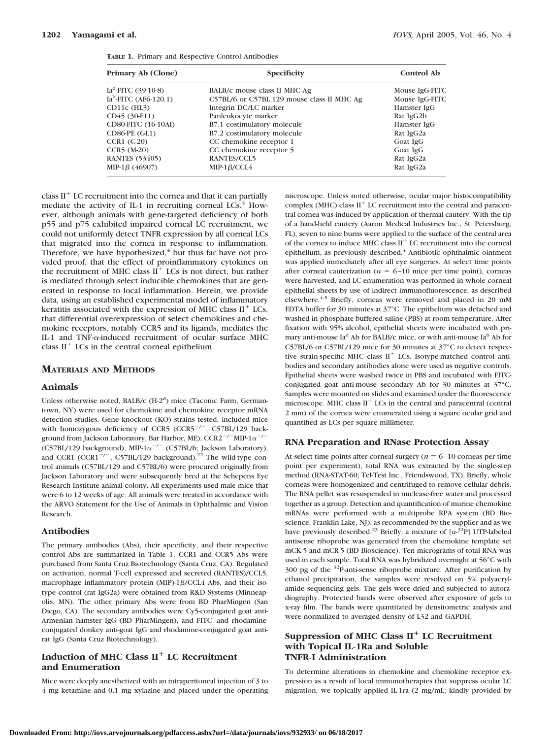**TABLE 1.** Primary and Respective Control Antibodies

| Primary Ab (Clone) | Specificity | Control Ab |
|---|---|---|
| $Ia^d$-FITC (39-10-8) | BALB/c mouse class II MHC Ag | Mouse IgG-FITC |
| $Ia^b$-FITC (AF6-120.1) | C57BL/6 or C57BL.129 mouse class II MHC Ag | Mouse IgG-FITC |
| CD11c (HL3) | Integrin DC/LC marker | Hamster IgG |
| CD45 (30-F11) | Panleukocyte marker | Rat IgG2b |
| CD80-FITC (16-10AI) | B7.1 costimulatory molecule | Hamster IgG |
| CD86-PE (GL1) | B7.2 costimulatory molecule | Rat IgG2a |
| CCR1 (C-20) | CC chemokine receptor 1 | Goat IgG |
| CCR5 (M-20) | CC chemokine receptor 5 | Goat IgG |
| RANTES (53405) | RANTES/CCL5 | Rat IgG2a |
| MIP-1β (46907) | MIP-1β/CCL4 | Rat IgG2a |

class $II^+$ LC recruitment into the cornea and that it can partially mediate the activity of IL-1 in recruiting corneal LCs.[4] However, although animals with gene-targeted deficiency of both p55 and p75 exhibited impaired corneal LC recruitment, we could not uniformly detect TNFR expression by all corneal LCs that migrated into the cornea in response to inflammation. Therefore, we have hypothesized,[4] but thus far have not provided proof, that the effect of proinflammatory cytokines on the recruitment of MHC class $II^+$ LCs is not direct, but rather is mediated through select inducible chemokines that are generated in response to local inflammation. Herein, we provide data, using an established experimental model of inflammatory keratitis associated with the expression of MHC class $II^+$ LCs, that differential overexpression of select chemokines and chemokine receptors, notably CCR5 and its ligands, mediates the IL-1 and TNF-α-induced recruitment of ocular surface MHC class $II^+$ LCs in the central corneal epithelium.

## MATERIALS AND METHODS

### Animals

Unless otherwise noted, BALB/c (H-$2^d$) mice (Taconic Farm, Germantown, NY) were used for chemokine and chemokine receptor mRNA detection studies. Gene knockout (KO) strains tested, included mice with homozygous deficiency of CCR5 ($CCR5^{-/-}$, C57BL/129 background from Jackson Laboratory, Bar Harbor, ME), $CCR2^{-/-}$MIP-$1\alpha^{-/-}$ (C57BL/129 background), MIP-$1\alpha^{-/-}$ (C57BL/6; Jackson Laboratory), and CCR1 ($CCR1^{-/-}$, C57BL/129 background).[22] The wild-type control animals (C57BL/129 and C57BL/6) were procured originally from Jackson Laboratory and were subsequently bred at the Schepens Eye Research Institute animal colony. All experiments used male mice that were 6 to 12 weeks of age. All animals were treated in accordance with the ARVO Statement for the Use of Animals in Ophthalmic and Vision Research.

### Antibodies

The primary antibodies (Abs), their specificity, and their respective control Abs are summarized in Table 1. CCR1 and CCR5 Abs were purchased from Santa Cruz Biotechnology (Santa Cruz, CA). Regulated on activation, normal T-cell expressed and secreted (RANTES)/CCL5, macrophage inflammatory protein (MIP)-1β/CCL4 Abs, and their isotype control (rat IgG2a) were obtained from R&D Systems (Minneapolis, MN). The other primary Abs were from BD PharMingen (San Diego, CA). The secondary antibodies were Cy5-conjugated goat anti-Armenian hamster IgG (BD PharMingen), and FITC- and rhodamine-conjugated donkey anti-goat IgG and rhodamine-conjugated goat anti-rat IgG (Santa Cruz Biotechnology).

### Induction of MHC Class $II^+$ LC Recruitment and Enumeration

Mice were deeply anesthetized with an intraperitoneal injection of 3 to 4 mg ketamine and 0.1 mg xylazine and placed under the operating microscope. Unless noted otherwise, ocular major histocompatibility complex (MHC) class $II^+$ LC recruitment into the central and paracentral cornea was induced by application of thermal cautery. With the tip of a hand-held cautery (Aaron Medical Industries Inc., St. Petersburg, FL), seven to nine burns were applied to the surface of the central area of the cornea to induce MHC class $II^+$ LC recruitment into the corneal epithelium, as previously described.[4] Antibiotic ophthalmic ointment was applied immediately after all eye surgeries. At select time points after corneal cauterization ($n = 6$–$10$ mice per time point), corneas were harvested, and LC enumeration was performed in whole corneal epithelial sheets by use of indirect immunofluorescence, as described elsewhere.[4,5] Briefly, corneas were removed and placed in 20 mM EDTA buffer for 30 minutes at 37°C. The epithelium was detached and washed in phosphate-buffered saline (PBS) at room temperature. After fixation with 95% alcohol, epithelial sheets were incubated with primary anti-mouse $Ia^d$ Ab for BALB/c mice, or with anti-mouse $Ia^b$ Ab for C57BL/6 or C57BL/129 mice for 30 minutes at 37°C to detect respective strain-specific MHC class $II^+$ LCs. Isotype-matched control antibodies and secondary antibodies alone were used as negative controls. Epithelial sheets were washed twice in PBS and incubated with FITC-conjugated goat anti-mouse secondary Ab for 30 minutes at 37°C. Samples were mounted on slides and examined under the fluorescence microscope. MHC class $II^+$ LCs in the central and paracentral (central 2 mm) of the cornea were enumerated using a square ocular grid and quantified as LCs per square millimeter.

### RNA Preparation and RNase Protection Assay

At select time points after corneal surgery ($n = 6$–$10$ corneas per time point per experiment), total RNA was extracted by the single-step method (RNA-STAT-60; Tel-Test Inc., Friendswood, TX). Briefly, whole corneas were homogenized and centrifuged to remove cellular debris. The RNA pellet was resuspended in nuclease-free water and processed together as a group. Detection and quantification of murine chemokine mRNAs were performed with a multiprobe RPA system (BD Bioscience, Franklin Lake, NJ), as recommended by the supplier and as we have previously described.[23] Briefly, a mixture of [α-$^{32}$P] UTP-labeled antisense riboprobe was generated from the chemokine template set mCK-5 and mCR-5 (BD Bioscience). Ten micrograms of total RNA was used in each sample. Total RNA was hybridized overnight at 56°C with 300 pg of the $^{32}$P-anti-sense riboprobe mixture. After purification by ethanol precipitation, the samples were resolved on 5% polyacrylamide sequencing gels. The gels were dried and subjected to autoradiography. Protected bands were observed after exposure of gels to x-ray film. The bands were quantitated by densitometric analysis and were normalized to averaged density of L32 and GAPDH.

### Suppression of MHC Class $II^+$ LC Recruitment with Topical IL-1Ra and Soluble TNFR-I Administration

To determine alterations in chemokine and chemokine receptor expression as a result of local immunotherapies that suppress ocular LC migration, we topically applied IL-1ra (2 mg/mL; kindly provided by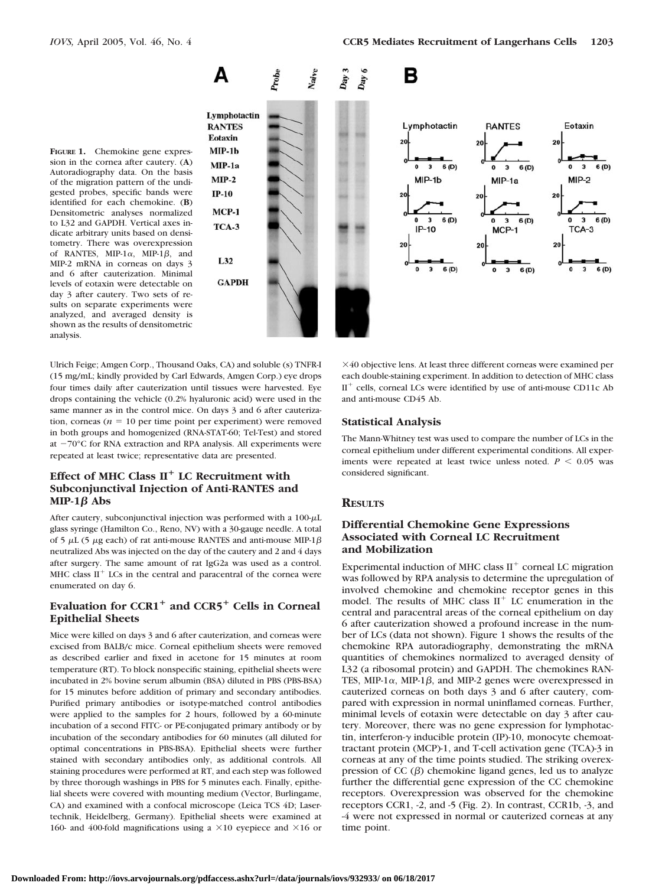**Figure 1.** Chemokine gene expression in the cornea after cautery. (**A**) Autoradiography data. On the basis of the migration pattern of the undigested probes, specific bands were identified for each chemokine. (**B**) Densitometric analyses normalized to L32 and GAPDH. Vertical axes indicate arbitrary units based on densitometry. There was overexpression of RANTES, MIP-1$\alpha$, MIP-1$\beta$, and MIP-2 mRNA in corneas on days 3 and 6 after cauterization. Minimal levels of eotaxin were detectable on day 3 after cautery. Two sets of results on separate experiments were analyzed, and averaged density is shown as the results of densitometric analysis.

Ulrich Feige; Amgen Corp., Thousand Oaks, CA) and soluble (s) TNFR-I (15 mg/mL; kindly provided by Carl Edwards, Amgen Corp.) eye drops four times daily after cauterization until tissues were harvested. Eye drops containing the vehicle (0.2% hyaluronic acid) were used in the same manner as in the control mice. On days 3 and 6 after cauterization, corneas ($n = 10$ per time point per experiment) were removed in both groups and homogenized (RNA-STAT-60; Tel-Test) and stored at $-70$°C for RNA extraction and RPA analysis. All experiments were repeated at least twice; representative data are presented.

### Effect of MHC Class II$^+$ LC Recruitment with Subconjunctival Injection of Anti-RANTES and MIP-1$\beta$ Abs

After cautery, subconjunctival injection was performed with a 100-$\mu$L glass syringe (Hamilton Co., Reno, NV) with a 30-gauge needle. A total of 5 $\mu$L (5 $\mu$g each) of rat anti-mouse RANTES and anti-mouse MIP-1$\beta$ neutralized Abs was injected on the day of the cautery and 2 and 4 days after surgery. The same amount of rat IgG2a was used as a control. MHC class II$^+$ LCs in the central and paracentral of the cornea were enumerated on day 6.

### Evaluation for CCR1$^+$ and CCR5$^+$ Cells in Corneal Epithelial Sheets

Mice were killed on days 3 and 6 after cauterization, and corneas were excised from BALB/c mice. Corneal epithelium sheets were removed as described earlier and fixed in acetone for 15 minutes at room temperature (RT). To block nonspecific staining, epithelial sheets were incubated in 2% bovine serum albumin (BSA) diluted in PBS (PBS-BSA) for 15 minutes before addition of primary and secondary antibodies. Purified primary antibodies or isotype-matched control antibodies were applied to the samples for 2 hours, followed by a 60-minute incubation of a second FITC- or PE-conjugated primary antibody or by incubation of the secondary antibodies for 60 minutes (all diluted for optimal concentrations in PBS-BSA). Epithelial sheets were further stained with secondary antibodies only, as additional controls. All staining procedures were performed at RT, and each step was followed by three thorough washings in PBS for 5 minutes each. Finally, epithelial sheets were covered with mounting medium (Vector, Burlingame, CA) and examined with a confocal microscope (Leica TCS 4D; Lasertechnik, Heidelberg, Germany). Epithelial sheets were examined at 160- and 400-fold magnifications using a $\times$10 eyepiece and $\times$16 or $\times$40 objective lens. At least three different corneas were examined per each double-staining experiment. In addition to detection of MHC class II$^+$ cells, corneal LCs were identified by use of anti-mouse CD11c Ab and anti-mouse CD45 Ab.

### Statistical Analysis

The Mann-Whitney test was used to compare the number of LCs in the corneal epithelium under different experimental conditions. All experiments were repeated at least twice unless noted. $P < 0.05$ was considered significant.

## Results

### Differential Chemokine Gene Expressions Associated with Corneal LC Recruitment and Mobilization

Experimental induction of MHC class II$^+$ corneal LC migration was followed by RPA analysis to determine the upregulation of involved chemokine and chemokine receptor genes in this model. The results of MHC class II$^+$ LC enumeration in the central and paracentral areas of the corneal epithelium on day 6 after cauterization showed a profound increase in the number of LCs (data not shown). Figure 1 shows the results of the chemokine RPA autoradiography, demonstrating the mRNA quantities of chemokines normalized to averaged density of L32 (a ribosomal protein) and GAPDH. The chemokines RANTES, MIP-1$\alpha$, MIP-1$\beta$, and MIP-2 genes were overexpressed in cauterized corneas on both days 3 and 6 after cautery, compared with expression in normal uninflamed corneas. Further, minimal levels of eotaxin were detectable on day 3 after cautery. Moreover, there was no gene expression for lymphotactin, interferon-$\gamma$ inducible protein (IP)-10, monocyte chemoattractant protein (MCP)-1, and T-cell activation gene (TCA)-3 in corneas at any of the time points studied. The striking overexpression of CC ($\beta$) chemokine ligand genes, led us to analyze further the differential gene expression of the CC chemokine receptors. Overexpression was observed for the chemokine receptors CCR1, -2, and -5 (Fig. 2). In contrast, CCR1b, -3, and -4 were not expressed in normal or cauterized corneas at any time point.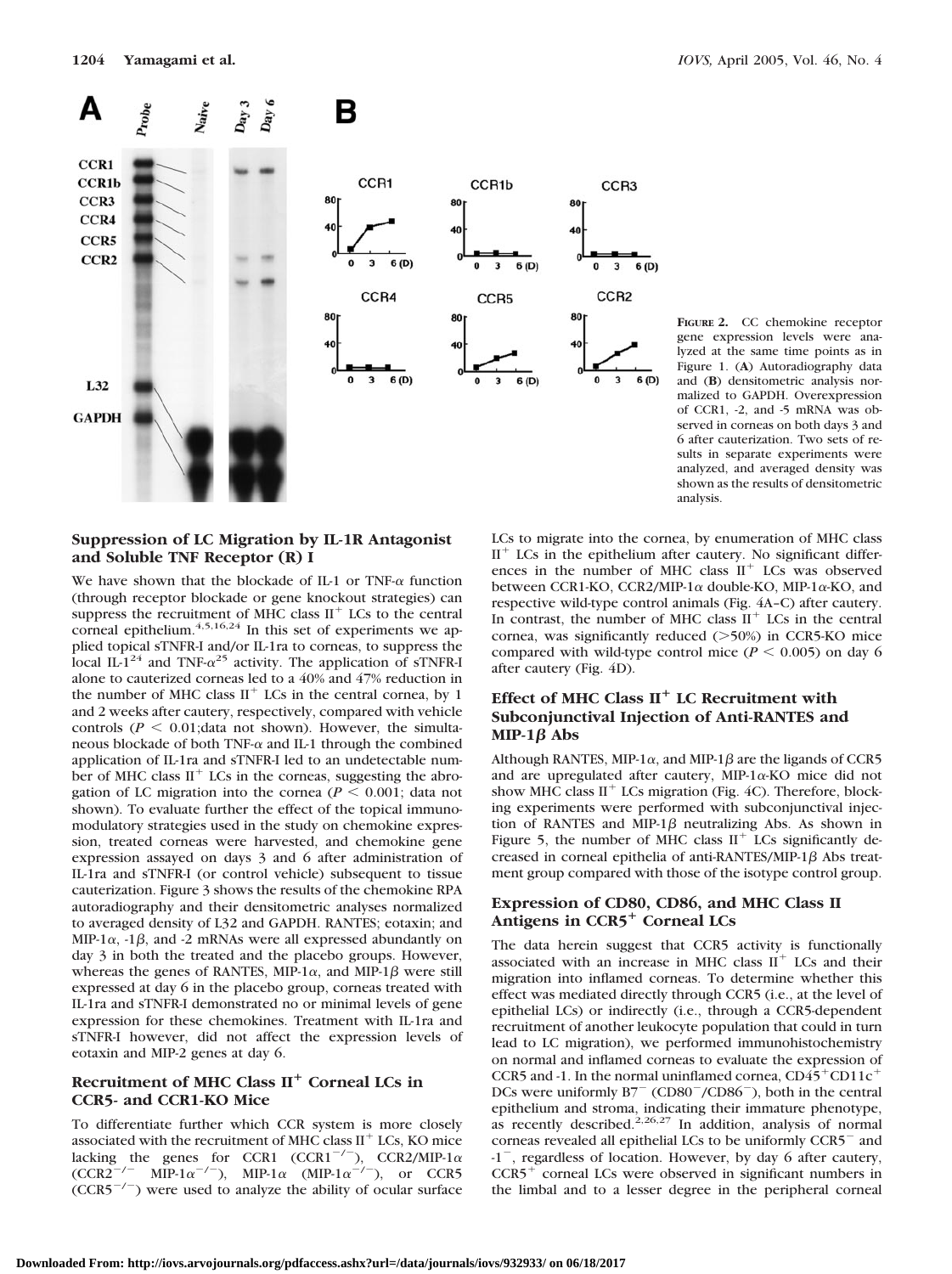**Figure 2.** CC chemokine receptor gene expression levels were analyzed at the same time points as in Figure 1. (**A**) Autoradiography data and (**B**) densitometric analysis normalized to GAPDH. Overexpression of CCR1, -2, and -5 mRNA was observed in corneas on both days 3 and 6 after cauterization. Two sets of results in separate experiments were analyzed, and averaged density was shown as the results of densitometric analysis.

### Suppression of LC Migration by IL-1R Antagonist and Soluble TNF Receptor (R) I

We have shown that the blockade of IL-1 or TNF-α function (through receptor blockade or gene knockout strategies) can suppress the recruitment of MHC class $II^+$ LCs to the central corneal epithelium.[4,5,16,24] In this set of experiments we applied topical sTNFR-I and/or IL-1ra to corneas, to suppress the local IL-1[24] and TNF-α[25] activity. The application of sTNFR-I alone to cauterized corneas led to a 40% and 47% reduction in the number of MHC class $II^+$ LCs in the central cornea, by 1 and 2 weeks after cautery, respectively, compared with vehicle controls ($P < 0.01$;data not shown). However, the simultaneous blockade of both TNF-α and IL-1 through the combined application of IL-1ra and sTNFR-I led to an undetectable number of MHC class $II^+$ LCs in the corneas, suggesting the abrogation of LC migration into the cornea ($P < 0.001$; data not shown). To evaluate further the effect of the topical immunomodulatory strategies used in the study on chemokine expression, treated corneas were harvested, and chemokine gene expression assayed on days 3 and 6 after administration of IL-1ra and sTNFR-I (or control vehicle) subsequent to tissue cauterization. Figure 3 shows the results of the chemokine RPA autoradiography and their densitometric analyses normalized to averaged density of L32 and GAPDH. RANTES; eotaxin; and MIP-1α, -1β, and -2 mRNAs were all expressed abundantly on day 3 in both the treated and the placebo groups. However, whereas the genes of RANTES, MIP-1α, and MIP-1β were still expressed at day 6 in the placebo group, corneas treated with IL-1ra and sTNFR-I demonstrated no or minimal levels of gene expression for these chemokines. Treatment with IL-1ra and sTNFR-I however, did not affect the expression levels of eotaxin and MIP-2 genes at day 6.

### Recruitment of MHC Class $II^+$ Corneal LCs in CCR5- and CCR1-KO Mice

To differentiate further which CCR system is more closely associated with the recruitment of MHC class $II^+$ LCs, KO mice lacking the genes for CCR1 ($CCR1^{-/-}$), CCR2/MIP-1α ($CCR2^{-/-}$ $MIP\text{-}1\alpha^{-/-}$), MIP-1α ($MIP\text{-}1\alpha^{-/-}$), or CCR5 ($CCR5^{-/-}$) were used to analyze the ability of ocular surface LCs to migrate into the cornea, by enumeration of MHC class $II^+$ LCs in the epithelium after cautery. No significant differences in the number of MHC class $II^+$ LCs was observed between CCR1-KO, CCR2/MIP-1α double-KO, MIP-1α-KO, and respective wild-type control animals (Fig. 4A–C) after cautery. In contrast, the number of MHC class $II^+$ LCs in the central cornea, was significantly reduced (>50%) in CCR5-KO mice compared with wild-type control mice ($P < 0.005$) on day 6 after cautery (Fig. 4D).

### Effect of MHC Class $II^+$ LC Recruitment with Subconjunctival Injection of Anti-RANTES and MIP-1β Abs

Although RANTES, MIP-1α, and MIP-1β are the ligands of CCR5 and are upregulated after cautery, MIP-1α-KO mice did not show MHC class $II^+$ LCs migration (Fig. 4C). Therefore, blocking experiments were performed with subconjunctival injection of RANTES and MIP-1β neutralizing Abs. As shown in Figure 5, the number of MHC class $II^+$ LCs significantly decreased in corneal epithelia of anti-RANTES/MIP-1β Abs treatment group compared with those of the isotype control group.

### Expression of CD80, CD86, and MHC Class II Antigens in $CCR5^+$ Corneal LCs

The data herein suggest that CCR5 activity is functionally associated with an increase in MHC class $II^+$ LCs and their migration into inflamed corneas. To determine whether this effect was mediated directly through CCR5 (i.e., at the level of epithelial LCs) or indirectly (i.e., through a CCR5-dependent recruitment of another leukocyte population that could in turn lead to LC migration), we performed immunohistochemistry on normal and inflamed corneas to evaluate the expression of CCR5 and -1. In the normal uninflamed cornea, $CD45^+CD11c^+$ DCs were uniformly $B7^-$ ($CD80^-/CD86^-$), both in the central epithelium and stroma, indicating their immature phenotype, as recently described.[2,26,27] In addition, analysis of normal corneas revealed all epithelial LCs to be uniformly $CCR5^-$ and $-1^-$, regardless of location. However, by day 6 after cautery, $CCR5^+$ corneal LCs were observed in significant numbers in the limbal and to a lesser degree in the peripheral corneal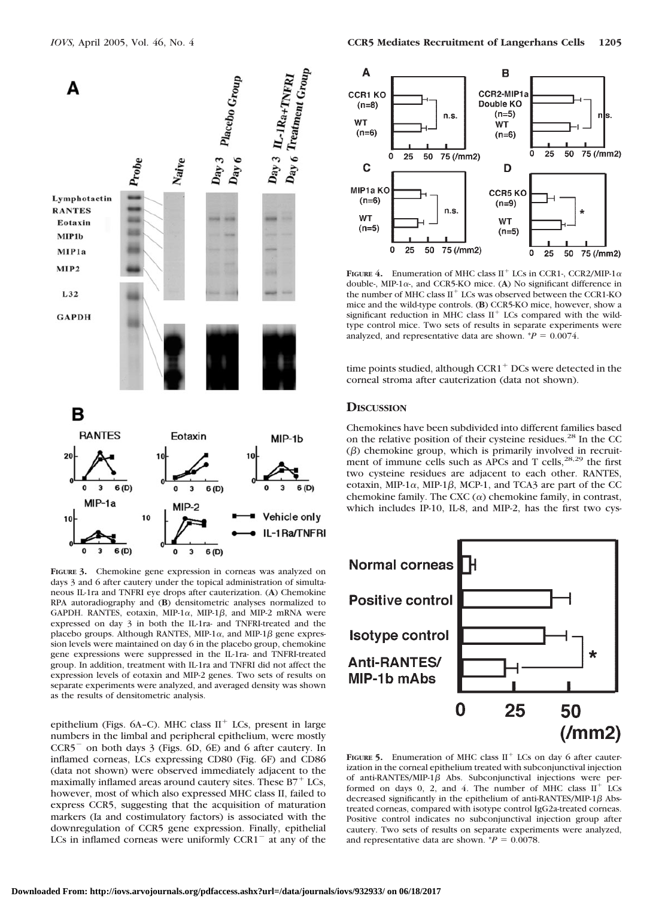**Figure 3.** Chemokine gene expression in corneas was analyzed on days 3 and 6 after cautery under the topical administration of simultaneous IL-1ra and TNFRI eye drops after cauterization. (**A**) Chemokine RPA autoradiography and (**B**) densitometric analyses normalized to GAPDH. RANTES, eotaxin, MIP-1$\alpha$, MIP-1$\beta$, and MIP-2 mRNA were expressed on day 3 in both the IL-1ra- and TNFRI-treated and the placebo groups. Although RANTES, MIP-1$\alpha$, and MIP-1$\beta$ gene expression levels were maintained on day 6 in the placebo group, chemokine gene expressions were suppressed in the IL-1ra- and TNFRI-treated group. In addition, treatment with IL-1ra and TNFRI did not affect the expression levels of eotaxin and MIP-2 genes. Two sets of results on separate experiments were analyzed, and averaged density was shown as the results of densitometric analysis.

epithelium (Figs. 6A–C). MHC class II$^+$ LCs, present in large numbers in the limbal and peripheral epithelium, were mostly CCR5$^-$ on both days 3 (Figs. 6D, 6E) and 6 after cautery. In inflamed corneas, LCs expressing CD80 (Fig. 6F) and CD86 (data not shown) were observed immediately adjacent to the maximally inflamed areas around cautery sites. These B7$^+$ LCs, however, most of which also expressed MHC class II, failed to express CCR5, suggesting that the acquisition of maturation markers (Ia and costimulatory factors) is associated with the downregulation of CCR5 gene expression. Finally, epithelial LCs in inflamed corneas were uniformly CCR1$^-$ at any of the time points studied, although CCR1$^+$ DCs were detected in the corneal stroma after cauterization (data not shown).

**Figure 4.** Enumeration of MHC class II$^+$ LCs in CCR1-, CCR2/MIP-1$\alpha$ double-, MIP-1$\alpha$-, and CCR5-KO mice. (**A**) No significant difference in the number of MHC class II$^+$ LCs was observed between the CCR1-KO mice and the wild-type controls. (**B**) CCR5-KO mice, however, show a significant reduction in MHC class II$^+$ LCs compared with the wild-type control mice. Two sets of results in separate experiments were analyzed, and representative data are shown. *$P = 0.0074$.

## Discussion

Chemokines have been subdivided into different families based on the relative position of their cysteine residues.[28] In the CC ($\beta$) chemokine group, which is primarily involved in recruitment of immune cells such as APCs and T cells,[28,29] the first two cysteine residues are adjacent to each other. RANTES, eotaxin, MIP-1$\alpha$, MIP-1$\beta$, MCP-1, and TCA3 are part of the CC chemokine family. The CXC ($\alpha$) chemokine family, in contrast, which includes IP-10, IL-8, and MIP-2, has the first two cys-

**Figure 5.** Enumeration of MHC class II$^+$ LCs on day 6 after cauterization in the corneal epithelium treated with subconjunctival injection of anti-RANTES/MIP-1$\beta$ Abs. Subconjunctival injections were performed on days 0, 2, and 4. The number of MHC class II$^+$ LCs decreased significantly in the epithelium of anti-RANTES/MIP-1$\beta$ Abs-treated corneas, compared with isotype control IgG2a-treated corneas. Positive control indicates no subconjunctival injection group after cautery. Two sets of results on separate experiments were analyzed, and representative data are shown. *$P = 0.0078$.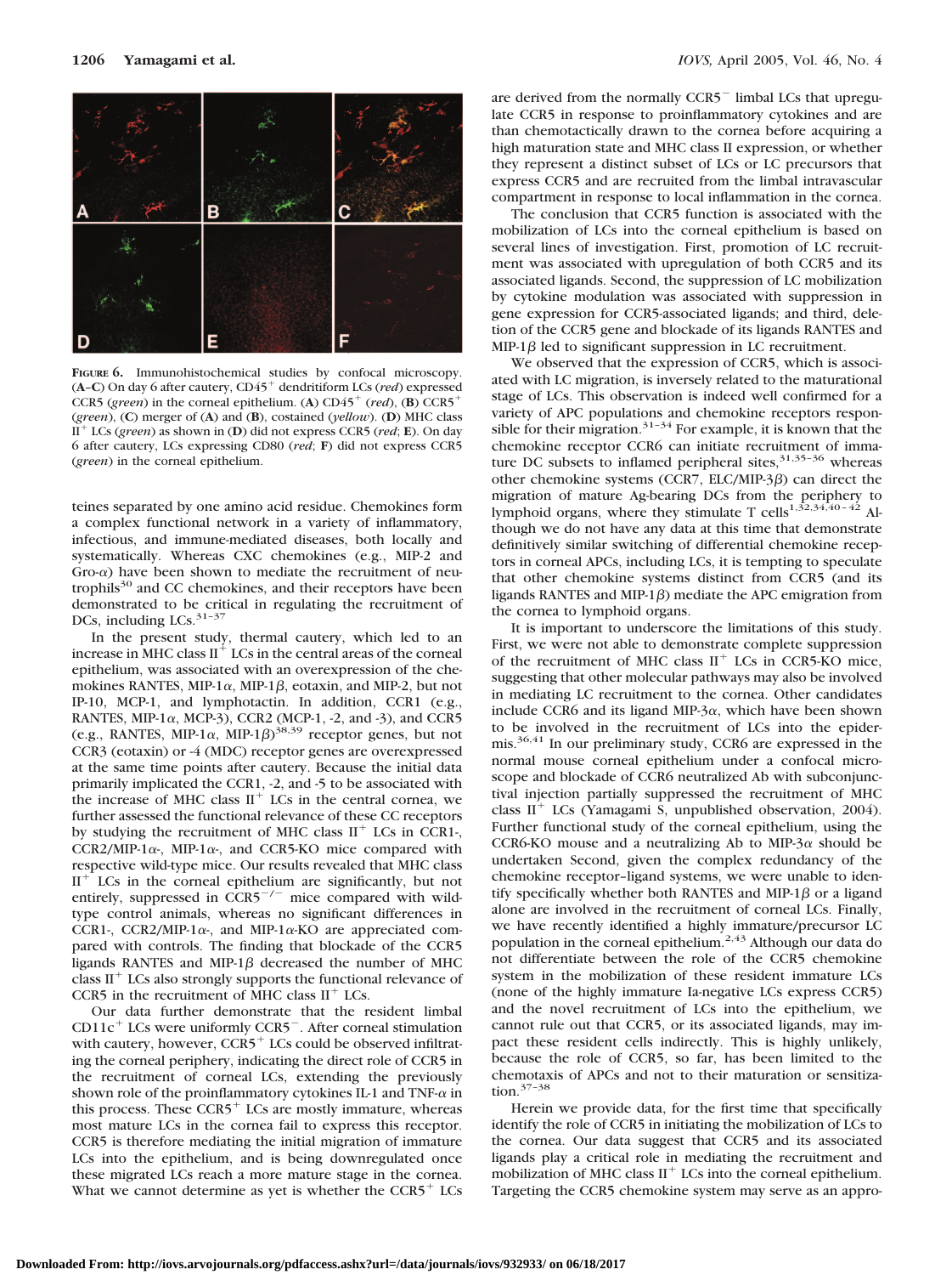**Figure 6.** Immunohistochemical studies by confocal microscopy. (**A–C**) On day 6 after cautery, CD45$^+$ dendritiform LCs (*red*) expressed CCR5 (*green*) in the corneal epithelium. (**A**) CD45$^+$ (*red*), (**B**) CCR5$^+$ (*green*), (**C**) merger of (**A**) and (**B**), costained (*yellow*). (**D**) MHC class II$^+$ LCs (*green*) as shown in (**D**) did not express CCR5 (*red*; **E**). On day 6 after cautery, LCs expressing CD80 (*red*; **F**) did not express CCR5 (*green*) in the corneal epithelium.

teines separated by one amino acid residue. Chemokines form a complex functional network in a variety of inflammatory, infectious, and immune-mediated diseases, both locally and systematically. Whereas CXC chemokines (e.g., MIP-2 and Gro-$\alpha$) have been shown to mediate the recruitment of neutrophils[30] and CC chemokines, and their receptors have been demonstrated to be critical in regulating the recruitment of DCs, including LCs.[31–37]

In the present study, thermal cautery, which led to an increase in MHC class II$^+$ LCs in the central areas of the corneal epithelium, was associated with an overexpression of the chemokines RANTES, MIP-1$\alpha$, MIP-1$\beta$, eotaxin, and MIP-2, but not IP-10, MCP-1, and lymphotactin. In addition, CCR1 (e.g., RANTES, MIP-1$\alpha$, MCP-3), CCR2 (MCP-1, -2, and -3), and CCR5 (e.g., RANTES, MIP-1$\alpha$, MIP-1$\beta$)[38,39] receptor genes, but not CCR3 (eotaxin) or -4 (MDC) receptor genes are overexpressed at the same time points after cautery. Because the initial data primarily implicated the CCR1, -2, and -5 to be associated with the increase of MHC class II$^+$ LCs in the central cornea, we further assessed the functional relevance of these CC receptors by studying the recruitment of MHC class II$^+$ LCs in CCR1-, CCR2/MIP-1$\alpha$-, MIP-1$\alpha$-, and CCR5-KO mice compared with respective wild-type mice. Our results revealed that MHC class II$^+$ LCs in the corneal epithelium are significantly, but not entirely, suppressed in CCR5$^{-/-}$ mice compared with wild-type control animals, whereas no significant differences in CCR1-, CCR2/MIP-1$\alpha$-, and MIP-1$\alpha$-KO are appreciated compared with controls. The finding that blockade of the CCR5 ligands RANTES and MIP-1$\beta$ decreased the number of MHC class II$^+$ LCs also strongly supports the functional relevance of CCR5 in the recruitment of MHC class II$^+$ LCs.

Our data further demonstrate that the resident limbal CD11c$^+$ LCs were uniformly CCR5$^-$. After corneal stimulation with cautery, however, CCR5$^+$ LCs could be observed infiltrating the corneal periphery, indicating the direct role of CCR5 in the recruitment of corneal LCs, extending the previously shown role of the proinflammatory cytokines IL-1 and TNF-$\alpha$ in this process. These CCR5$^+$ LCs are mostly immature, whereas most mature LCs in the cornea fail to express this receptor. CCR5 is therefore mediating the initial migration of immature LCs into the epithelium, and is being downregulated once these migrated LCs reach a more mature stage in the cornea. What we cannot determine as yet is whether the CCR5$^+$ LCs are derived from the normally CCR5$^-$ limbal LCs that upregulate CCR5 in response to proinflammatory cytokines and are than chemotactically drawn to the cornea before acquiring a high maturation state and MHC class II expression, or whether they represent a distinct subset of LCs or LC precursors that express CCR5 and are recruited from the limbal intravascular compartment in response to local inflammation in the cornea.

The conclusion that CCR5 function is associated with the mobilization of LCs into the corneal epithelium is based on several lines of investigation. First, promotion of LC recruitment was associated with upregulation of both CCR5 and its associated ligands. Second, the suppression of LC mobilization by cytokine modulation was associated with suppression in gene expression for CCR5-associated ligands; and third, deletion of the CCR5 gene and blockade of its ligands RANTES and MIP-1$\beta$ led to significant suppression in LC recruitment.

We observed that the expression of CCR5, which is associated with LC migration, is inversely related to the maturational stage of LCs. This observation is indeed well confirmed for a variety of APC populations and chemokine receptors responsible for their migration.[31–34] For example, it is known that the chemokine receptor CCR6 can initiate recruitment of immature DC subsets to inflamed peripheral sites,[31,35–36] whereas other chemokine systems (CCR7, ELC/MIP-3$\beta$) can direct the migration of mature Ag-bearing DCs from the periphery to lymphoid organs, where they stimulate T cells[1,32,34,40–42] Although we do not have any data at this time that demonstrate definitively similar switching of differential chemokine receptors in corneal APCs, including LCs, it is tempting to speculate that other chemokine systems distinct from CCR5 (and its ligands RANTES and MIP-1$\beta$) mediate the APC emigration from the cornea to lymphoid organs.

It is important to underscore the limitations of this study. First, we were not able to demonstrate complete suppression of the recruitment of MHC class II$^+$ LCs in CCR5-KO mice, suggesting that other molecular pathways may also be involved in mediating LC recruitment to the cornea. Other candidates include CCR6 and its ligand MIP-3$\alpha$, which have been shown to be involved in the recruitment of LCs into the epidermis.[36,41] In our preliminary study, CCR6 are expressed in the normal mouse corneal epithelium under a confocal microscope and blockade of CCR6 neutralized Ab with subconjunctival injection partially suppressed the recruitment of MHC class II$^+$ LCs (Yamagami S, unpublished observation, 2004). Further functional study of the corneal epithelium, using the CCR6-KO mouse and a neutralizing Ab to MIP-3$\alpha$ should be undertaken Second, given the complex redundancy of the chemokine receptor–ligand systems, we were unable to identify specifically whether both RANTES and MIP-1$\beta$ or a ligand alone are involved in the recruitment of corneal LCs. Finally, we have recently identified a highly immature/precursor LC population in the corneal epithelium.[2,43] Although our data do not differentiate between the role of the CCR5 chemokine system in the mobilization of these resident immature LCs (none of the highly immature Ia-negative LCs express CCR5) and the novel recruitment of LCs into the epithelium, we cannot rule out that CCR5, or its associated ligands, may impact these resident cells indirectly. This is highly unlikely, because the role of CCR5, so far, has been limited to the chemotaxis of APCs and not to their maturation or sensitization.[37–38]

Herein we provide data, for the first time that specifically identify the role of CCR5 in initiating the mobilization of LCs to the cornea. Our data suggest that CCR5 and its associated ligands play a critical role in mediating the recruitment and mobilization of MHC class II$^+$ LCs into the corneal epithelium. Targeting the CCR5 chemokine system may serve as an appro-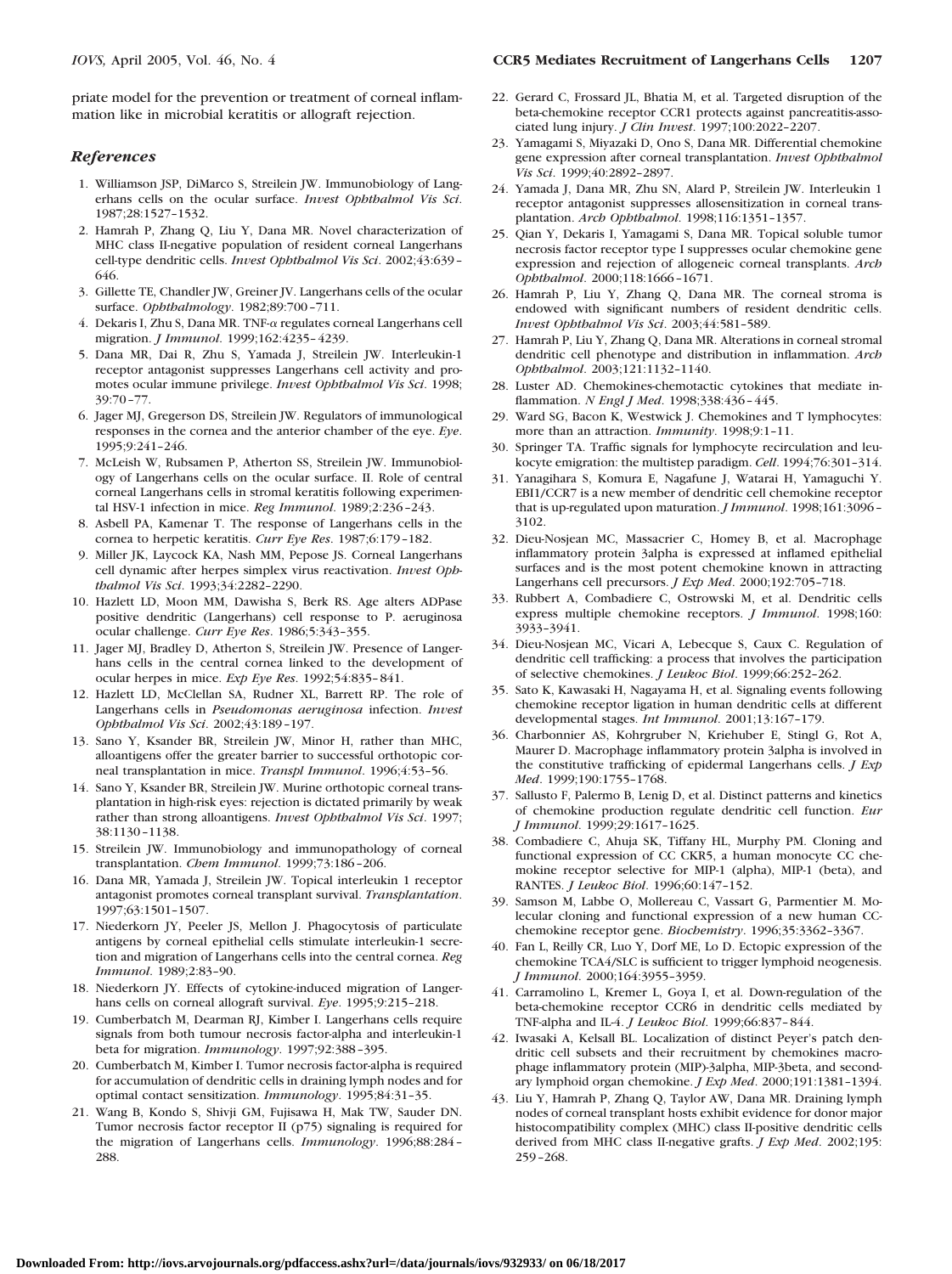priate model for the prevention or treatment of corneal inflammation like in microbial keratitis or allograft rejection.

## References

1. Williamson JSP, DiMarco S, Streilein JW. Immunobiology of Langerhans cells on the ocular surface. *Invest Ophthalmol Vis Sci*. 1987;28:1527–1532.
2. Hamrah P, Zhang Q, Liu Y, Dana MR. Novel characterization of MHC class II-negative population of resident corneal Langerhans cell-type dendritic cells. *Invest Ophthalmol Vis Sci*. 2002;43:639–646.
3. Gillette TE, Chandler JW, Greiner JV. Langerhans cells of the ocular surface. *Ophthalmology*. 1982;89:700–711.
4. Dekaris I, Zhu S, Dana MR. TNF-α regulates corneal Langerhans cell migration. *J Immunol*. 1999;162:4235–4239.
5. Dana MR, Dai R, Zhu S, Yamada J, Streilein JW. Interleukin-1 receptor antagonist suppresses Langerhans cell activity and promotes ocular immune privilege. *Invest Ophthalmol Vis Sci*. 1998;39:70–77.
6. Jager MJ, Gregerson DS, Streilein JW. Regulators of immunological responses in the cornea and the anterior chamber of the eye. *Eye*. 1995;9:241–246.
7. McLeish W, Rubsamen P, Atherton SS, Streilein JW. Immunobiology of Langerhans cells on the ocular surface. II. Role of central corneal Langerhans cells in stromal keratitis following experimental HSV-1 infection in mice. *Reg Immunol*. 1989;2:236–243.
8. Asbell PA, Kamenar T. The response of Langerhans cells in the cornea to herpetic keratitis. *Curr Eye Res*. 1987;6:179–182.
9. Miller JK, Laycock KA, Nash MM, Pepose JS. Corneal Langerhans cell dynamic after herpes simplex virus reactivation. *Invest Ophthalmol Vis Sci*. 1993;34:2282–2290.
10. Hazlett LD, Moon MM, Dawisha S, Berk RS. Age alters ADPase positive dendritic (Langerhans) cell response to P. aeruginosa ocular challenge. *Curr Eye Res*. 1986;5:343–355.
11. Jager MJ, Bradley D, Atherton S, Streilein JW. Presence of Langerhans cells in the central cornea linked to the development of ocular herpes in mice. *Exp Eye Res*. 1992;54:835–841.
12. Hazlett LD, McClellan SA, Rudner XL, Barrett RP. The role of Langerhans cells in *Pseudomonas aeruginosa* infection. *Invest Ophthalmol Vis Sci*. 2002;43:189–197.
13. Sano Y, Ksander BR, Streilein JW, Minor H, rather than MHC, alloantigens offer the greater barrier to successful orthotopic corneal transplantation in mice. *Transpl Immunol*. 1996;4:53–56.
14. Sano Y, Ksander BR, Streilein JW. Murine orthotopic corneal transplantation in high-risk eyes: rejection is dictated primarily by weak rather than strong alloantigens. *Invest Ophthalmol Vis Sci*. 1997;38:1130–1138.
15. Streilein JW. Immunobiology and immunopathology of corneal transplantation. *Chem Immunol*. 1999;73:186–206.
16. Dana MR, Yamada J, Streilein JW. Topical interleukin 1 receptor antagonist promotes corneal transplant survival. *Transplantation*. 1997;63:1501–1507.
17. Niederkorn JY, Peeler JS, Mellon J. Phagocytosis of particulate antigens by corneal epithelial cells stimulate interleukin-1 secretion and migration of Langerhans cells into the central cornea. *Reg Immunol*. 1989;2:83–90.
18. Niederkorn JY. Effects of cytokine-induced migration of Langerhans cells on corneal allograft survival. *Eye*. 1995;9:215–218.
19. Cumberbatch M, Dearman RJ, Kimber I. Langerhans cells require signals from both tumour necrosis factor-alpha and interleukin-1 beta for migration. *Immunology*. 1997;92:388–395.
20. Cumberbatch M, Kimber I. Tumor necrosis factor-alpha is required for accumulation of dendritic cells in draining lymph nodes and for optimal contact sensitization. *Immunology*. 1995;84:31–35.
21. Wang B, Kondo S, Shivji GM, Fujisawa H, Mak TW, Sauder DN. Tumor necrosis factor receptor II (p75) signaling is required for the migration of Langerhans cells. *Immunology*. 1996;88:284–288.
22. Gerard C, Frossard JL, Bhatia M, et al. Targeted disruption of the beta-chemokine receptor CCR1 protects against pancreatitis-associated lung injury. *J Clin Invest*. 1997;100:2022–2207.
23. Yamagami S, Miyazaki D, Ono S, Dana MR. Differential chemokine gene expression after corneal transplantation. *Invest Ophthalmol Vis Sci*. 1999;40:2892–2897.
24. Yamada J, Dana MR, Zhu SN, Alard P, Streilein JW. Interleukin 1 receptor antagonist suppresses allosensitization in corneal transplantation. *Arch Ophthalmol*. 1998;116:1351–1357.
25. Qian Y, Dekaris I, Yamagami S, Dana MR. Topical soluble tumor necrosis factor receptor type I suppresses ocular chemokine gene expression and rejection of allogeneic corneal transplants. *Arch Ophthalmol*. 2000;118:1666–1671.
26. Hamrah P, Liu Y, Zhang Q, Dana MR. The corneal stroma is endowed with significant numbers of resident dendritic cells. *Invest Ophthalmol Vis Sci*. 2003;44:581–589.
27. Hamrah P, Liu Y, Zhang Q, Dana MR. Alterations in corneal stromal dendritic cell phenotype and distribution in inflammation. *Arch Ophthalmol*. 2003;121:1132–1140.
28. Luster AD. Chemokines-chemotactic cytokines that mediate inflammation. *N Engl J Med*. 1998;338:436–445.
29. Ward SG, Bacon K, Westwick J. Chemokines and T lymphocytes: more than an attraction. *Immunity*. 1998;9:1–11.
30. Springer TA. Traffic signals for lymphocyte recirculation and leukocyte emigration: the multistep paradigm. *Cell*. 1994;76:301–314.
31. Yanagihara S, Komura E, Nagafune J, Watarai H, Yamaguchi Y. EBI1/CCR7 is a new member of dendritic cell chemokine receptor that is up-regulated upon maturation. *J Immunol*. 1998;161:3096–3102.
32. Dieu-Nosjean MC, Massacrier C, Homey B, et al. Macrophage inflammatory protein 3alpha is expressed at inflamed epithelial surfaces and is the most potent chemokine known in attracting Langerhans cell precursors. *J Exp Med*. 2000;192:705–718.
33. Rubbert A, Combadiere C, Ostrowski M, et al. Dendritic cells express multiple chemokine receptors. *J Immunol*. 1998;160:3933–3941.
34. Dieu-Nosjean MC, Vicari A, Lebecque S, Caux C. Regulation of dendritic cell trafficking: a process that involves the participation of selective chemokines. *J Leukoc Biol*. 1999;66:252–262.
35. Sato K, Kawasaki H, Nagayama H, et al. Signaling events following chemokine receptor ligation in human dendritic cells at different developmental stages. *Int Immunol*. 2001;13:167–179.
36. Charbonnier AS, Kohrgruber N, Kriehuber E, Stingl G, Rot A, Maurer D. Macrophage inflammatory protein 3alpha is involved in the constitutive trafficking of epidermal Langerhans cells. *J Exp Med*. 1999;190:1755–1768.
37. Sallusto F, Palermo B, Lenig D, et al. Distinct patterns and kinetics of chemokine production regulate dendritic cell function. *Eur J Immunol*. 1999;29:1617–1625.
38. Combadiere C, Ahuja SK, Tiffany HL, Murphy PM. Cloning and functional expression of CC CKR5, a human monocyte CC chemokine receptor selective for MIP-1 (alpha), MIP-1 (beta), and RANTES. *J Leukoc Biol*. 1996;60:147–152.
39. Samson M, Labbe O, Mollereau C, Vassart G, Parmentier M. Molecular cloning and functional expression of a new human CC-chemokine receptor gene. *Biochemistry*. 1996;35:3362–3367.
40. Fan L, Reilly CR, Luo Y, Dorf ME, Lo D. Ectopic expression of the chemokine TCA4/SLC is sufficient to trigger lymphoid neogenesis. *J Immunol*. 2000;164:3955–3959.
41. Carramolino L, Kremer L, Goya I, et al. Down-regulation of the beta-chemokine receptor CCR6 in dendritic cells mediated by TNF-alpha and IL-4. *J Leukoc Biol*. 1999;66:837–844.
42. Iwasaki A, Kelsall BL. Localization of distinct Peyer's patch dendritic cell subsets and their recruitment by chemokines macrophage inflammatory protein (MIP)-3alpha, MIP-3beta, and secondary lymphoid organ chemokine. *J Exp Med*. 2000;191:1381–1394.
43. Liu Y, Hamrah P, Zhang Q, Taylor AW, Dana MR. Draining lymph nodes of corneal transplant hosts exhibit evidence for donor major histocompatibility complex (MHC) class II-positive dendritic cells derived from MHC class II-negative grafts. *J Exp Med*. 2002;195:259–268.